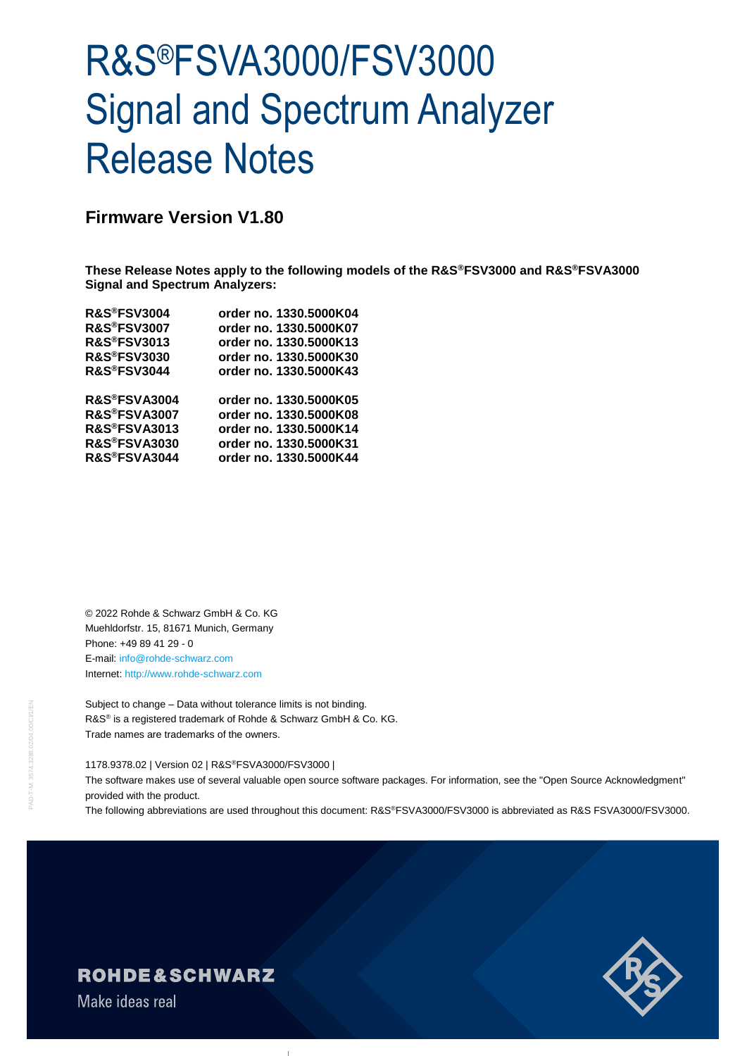# R&S®FSVA3000/FSV3000 Signal and Spectrum Analyzer Release Notes

## Firmware Version V1.80

**These Release Notes apply to the following models of the R&S®FSV3000 and R&S®FSVA3000 Signal and Spectrum Analyzers:**

| | |
|---|---|
| **R&S®FSV3004** | **order no. 1330.5000K04** |
| **R&S®FSV3007** | **order no. 1330.5000K07** |
| **R&S®FSV3013** | **order no. 1330.5000K13** |
| **R&S®FSV3030** | **order no. 1330.5000K30** |
| **R&S®FSV3044** | **order no. 1330.5000K43** |
| **R&S®FSVA3004** | **order no. 1330.5000K05** |
| **R&S®FSVA3007** | **order no. 1330.5000K08** |
| **R&S®FSVA3013** | **order no. 1330.5000K14** |
| **R&S®FSVA3030** | **order no. 1330.5000K31** |
| **R&S®FSVA3044** | **order no. 1330.5000K44** |

© 2022 Rohde & Schwarz GmbH & Co. KG
Muehldorfstr. 15, 81671 Munich, Germany
Phone: +49 89 41 29 - 0
E-mail: info@rohde-schwarz.com
Internet: http://www.rohde-schwarz.com

Subject to change – Data without tolerance limits is not binding.
R&S® is a registered trademark of Rohde & Schwarz GmbH & Co. KG.
Trade names are trademarks of the owners.

1178.9378.02 | Version 02 | R&S®FSVA3000/FSV3000 |
The software makes use of several valuable open source software packages. For information, see the "Open Source Acknowledgment" provided with the product.
The following abbreviations are used throughout this document: R&S®FSVA3000/FSV3000 is abbreviated as R&S FSVA3000/FSV3000.

**ROHDE&SCHWARZ**
Make ideas real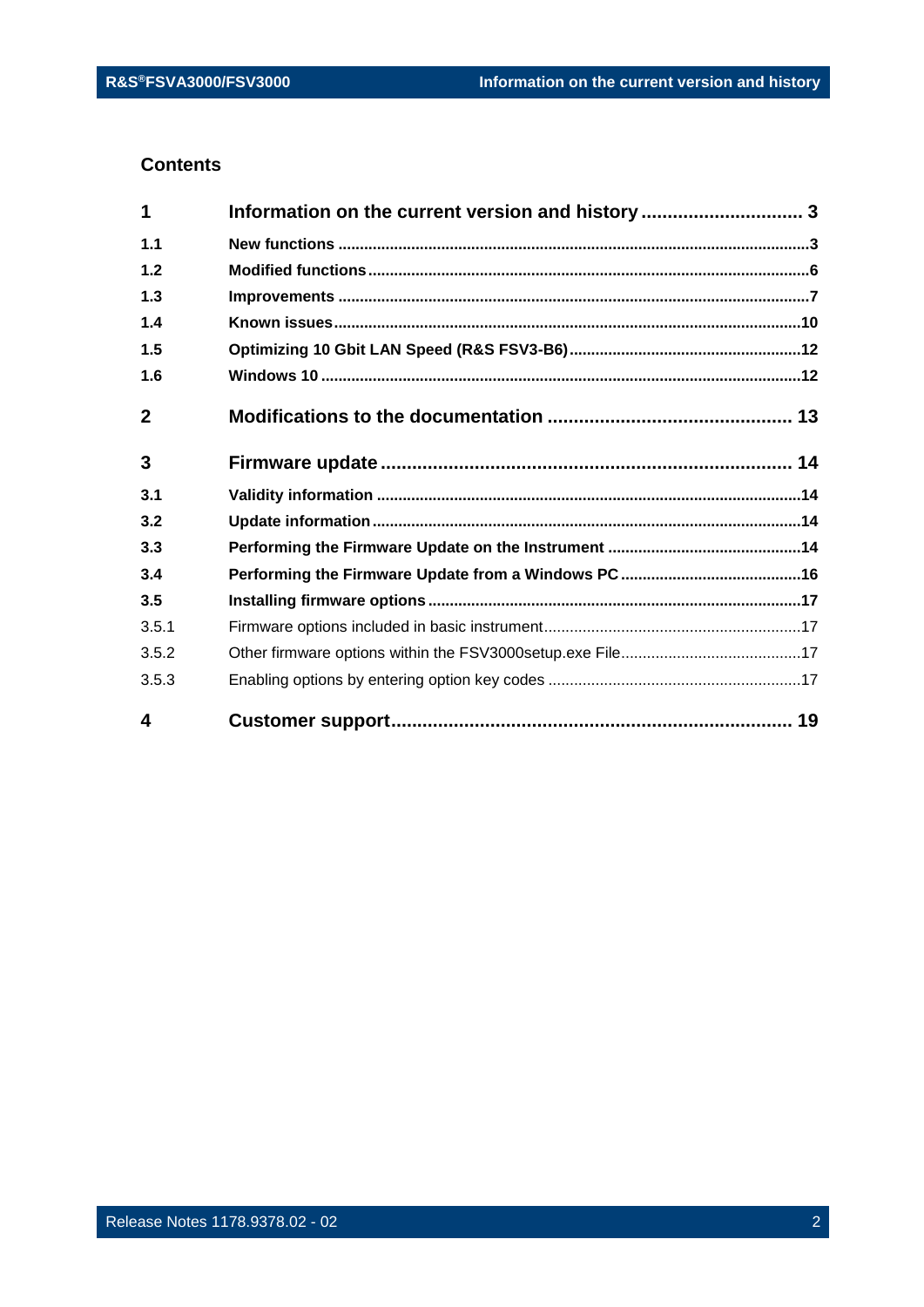## Contents

| | | |
|---|---|---|
| **1** | **Information on the current version and history** | **3** |
| **1.1** | **New functions** | **3** |
| **1.2** | **Modified functions** | **6** |
| **1.3** | **Improvements** | **7** |
| **1.4** | **Known issues** | **10** |
| **1.5** | **Optimizing 10 Gbit LAN Speed (R&S FSV3-B6)** | **12** |
| **1.6** | **Windows 10** | **12** |
| **2** | **Modifications to the documentation** | **13** |
| **3** | **Firmware update** | **14** |
| **3.1** | **Validity information** | **14** |
| **3.2** | **Update information** | **14** |
| **3.3** | **Performing the Firmware Update on the Instrument** | **14** |
| **3.4** | **Performing the Firmware Update from a Windows PC** | **16** |
| **3.5** | **Installing firmware options** | **17** |
| 3.5.1 | Firmware options included in basic instrument | 17 |
| 3.5.2 | Other firmware options within the FSV3000setup.exe File | 17 |
| 3.5.3 | Enabling options by entering option key codes | 17 |
| **4** | **Customer support** | **19** |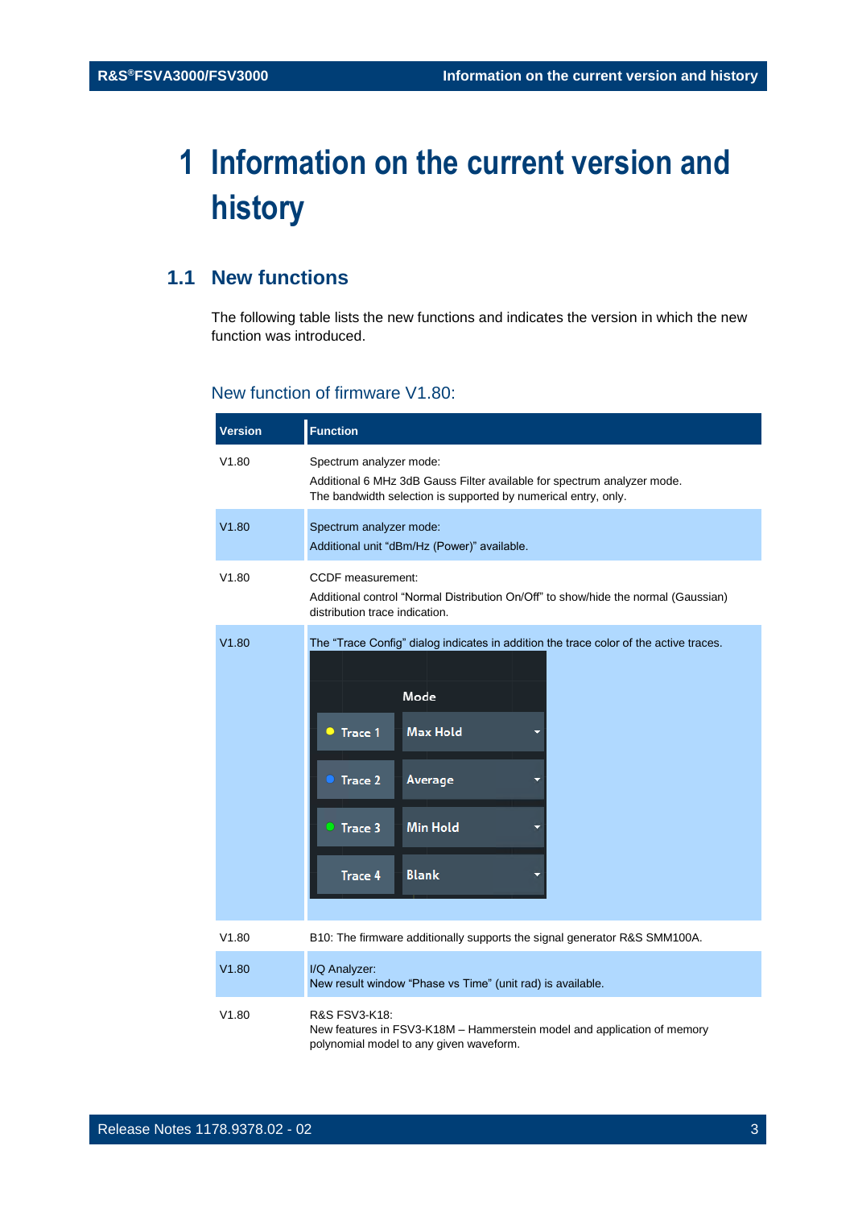# 1 Information on the current version and history

## 1.1 New functions

The following table lists the new functions and indicates the version in which the new function was introduced.

### New function of firmware V1.80:

| Version | Function |
|---|---|
| V1.80 | Spectrum analyzer mode:<br>Additional 6 MHz 3dB Gauss Filter available for spectrum analyzer mode. The bandwidth selection is supported by numerical entry, only. |
| V1.80 | Spectrum analyzer mode:<br>Additional unit “dBm/Hz (Power)” available. |
| V1.80 | CCDF measurement:<br>Additional control “Normal Distribution On/Off” to show/hide the normal (Gaussian) distribution trace indication. |
| V1.80 | The “Trace Config” dialog indicates in addition the trace color of the active traces.<br>Mode<br>Trace 1 – Max Hold<br>Trace 2 – Average<br>Trace 3 – Min Hold<br>Trace 4 – Blank |
| V1.80 | B10: The firmware additionally supports the signal generator R&S SMM100A. |
| V1.80 | I/Q Analyzer:<br>New result window “Phase vs Time” (unit rad) is available. |
| V1.80 | R&S FSV3-K18:<br>New features in FSV3-K18M – Hammerstein model and application of memory polynomial model to any given waveform. |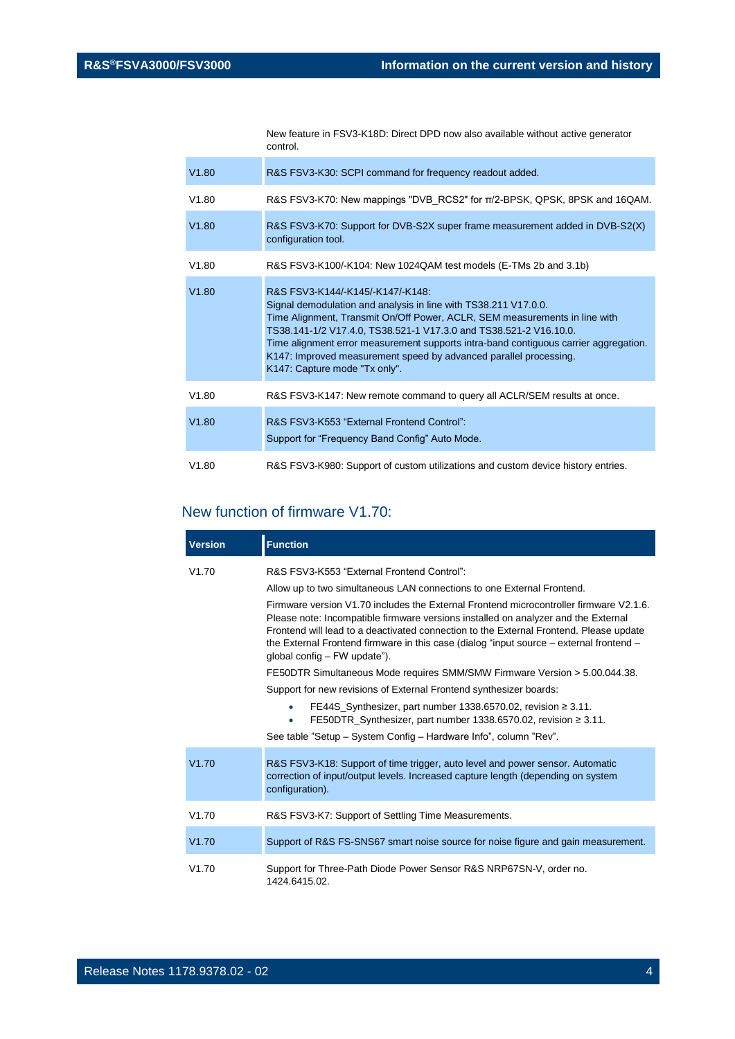| | |
|---|---|
| | New feature in FSV3-K18D: Direct DPD now also available without active generator control. |
| V1.80 | R&S FSV3-K30: SCPI command for frequency readout added. |
| V1.80 | R&S FSV3-K70: New mappings "DVB_RCS2" for π/2-BPSK, QPSK, 8PSK and 16QAM. |
| V1.80 | R&S FSV3-K70: Support for DVB-S2X super frame measurement added in DVB-S2(X) configuration tool. |
| V1.80 | R&S FSV3-K100/-K104: New 1024QAM test models (E-TMs 2b and 3.1b) |
| V1.80 | R&S FSV3-K144/-K145/-K147/-K148:<br>Signal demodulation and analysis in line with TS38.211 V17.0.0.<br>Time Alignment, Transmit On/Off Power, ACLR, SEM measurements in line with TS38.141-1/2 V17.4.0, TS38.521-1 V17.3.0 and TS38.521-2 V16.10.0.<br>Time alignment error measurement supports intra-band contiguous carrier aggregation.<br>K147: Improved measurement speed by advanced parallel processing.<br>K147: Capture mode "Tx only". |
| V1.80 | R&S FSV3-K147: New remote command to query all ACLR/SEM results at once. |
| V1.80 | R&S FSV3-K553 “External Frontend Control”:<br>Support for “Frequency Band Config” Auto Mode. |
| V1.80 | R&S FSV3-K980: Support of custom utilizations and custom device history entries. |

## New function of firmware V1.70:

| Version | Function |
|---|---|
| V1.70 | R&S FSV3-K553 “External Frontend Control”:<br>Allow up to two simultaneous LAN connections to one External Frontend.<br>Firmware version V1.70 includes the External Frontend microcontroller firmware V2.1.6. Please note: Incompatible firmware versions installed on analyzer and the External Frontend will lead to a deactivated connection to the External Frontend. Please update the External Frontend firmware in this case (dialog “input source – external frontend – global config – FW update”).<br>FE50DTR Simultaneous Mode requires SMM/SMW Firmware Version > 5.00.044.38.<br>Support for new revisions of External Frontend synthesizer boards:<br>• FE44S_Synthesizer, part number 1338.6570.02, revision ≥ 3.11.<br>• FE50DTR_Synthesizer, part number 1338.6570.02, revision ≥ 3.11.<br>See table ”Setup – System Config – Hardware Info”, column ”Rev”. |
| V1.70 | R&S FSV3-K18: Support of time trigger, auto level and power sensor. Automatic correction of input/output levels. Increased capture length (depending on system configuration). |
| V1.70 | R&S FSV3-K7: Support of Settling Time Measurements. |
| V1.70 | Support of R&S FS-SNS67 smart noise source for noise figure and gain measurement. |
| V1.70 | Support for Three-Path Diode Power Sensor R&S NRP67SN-V, order no. 1424.6415.02. |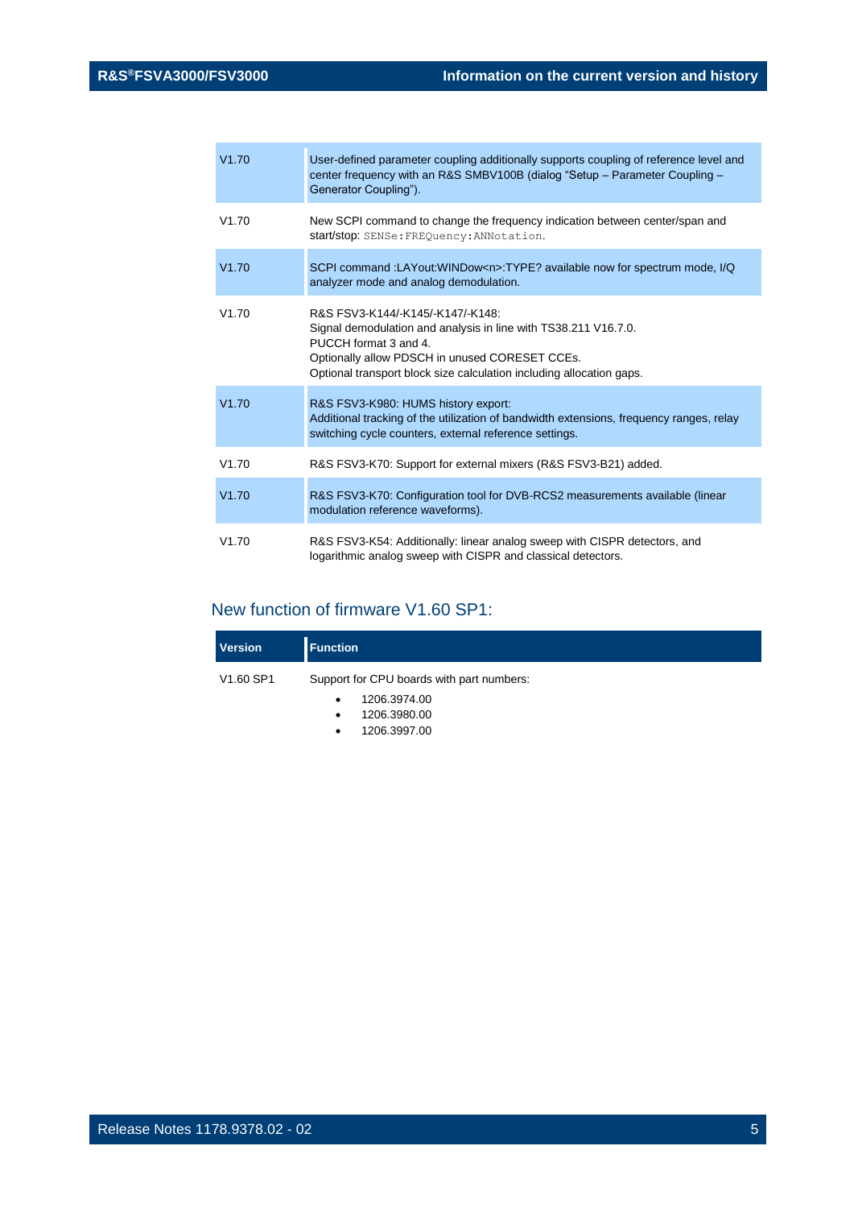| | |
|---|---|
| V1.70 | User-defined parameter coupling additionally supports coupling of reference level and center frequency with an R&S SMBV100B (dialog "Setup – Parameter Coupling – Generator Coupling"). |
| V1.70 | New SCPI command to change the frequency indication between center/span and start/stop: `SENSe:FREQuency:ANNotation`. |
| V1.70 | SCPI command :LAYout:WINDow<n>:TYPE? available now for spectrum mode, I/Q analyzer mode and analog demodulation. |
| V1.70 | R&S FSV3-K144/-K145/-K147/-K148:<br>Signal demodulation and analysis in line with TS38.211 V16.7.0.<br>PUCCH format 3 and 4.<br>Optionally allow PDSCH in unused CORESET CCEs.<br>Optional transport block size calculation including allocation gaps. |
| V1.70 | R&S FSV3-K980: HUMS history export:<br>Additional tracking of the utilization of bandwidth extensions, frequency ranges, relay switching cycle counters, external reference settings. |
| V1.70 | R&S FSV3-K70: Support for external mixers (R&S FSV3-B21) added. |
| V1.70 | R&S FSV3-K70: Configuration tool for DVB-RCS2 measurements available (linear modulation reference waveforms). |
| V1.70 | R&S FSV3-K54: Additionally: linear analog sweep with CISPR detectors, and logarithmic analog sweep with CISPR and classical detectors. |

## New function of firmware V1.60 SP1:

| Version | Function |
|---|---|
| V1.60 SP1 | Support for CPU boards with part numbers:<br>• 1206.3974.00<br>• 1206.3980.00<br>• 1206.3997.00 |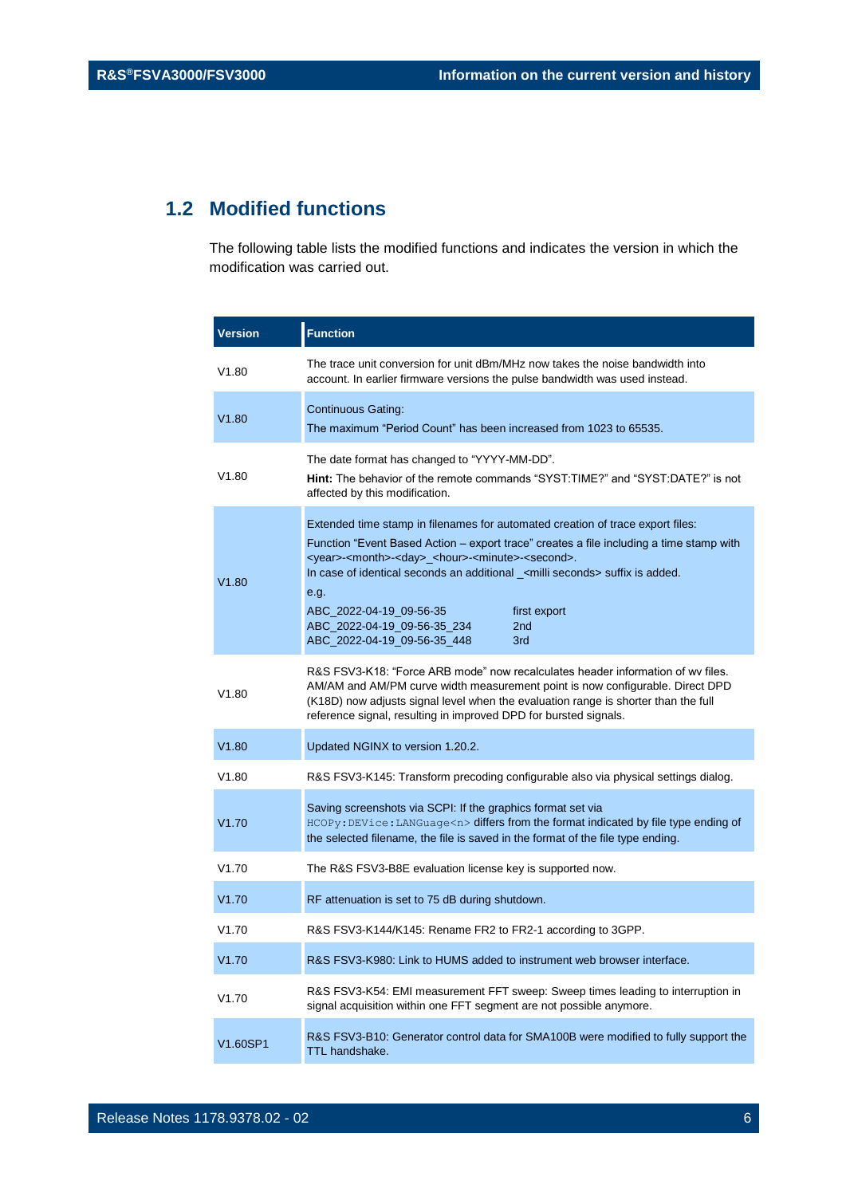## 1.2 Modified functions

The following table lists the modified functions and indicates the version in which the modification was carried out.

| Version | Function |
|---|---|
| V1.80 | The trace unit conversion for unit dBm/MHz now takes the noise bandwidth into account. In earlier firmware versions the pulse bandwidth was used instead. |
| V1.80 | Continuous Gating:<br>The maximum "Period Count" has been increased from 1023 to 65535. |
| V1.80 | The date format has changed to "YYYY-MM-DD".<br>**Hint:** The behavior of the remote commands "SYST:TIME?" and "SYST:DATE?" is not affected by this modification. |
| V1.80 | Extended time stamp in filenames for automated creation of trace export files:<br>Function "Event Based Action – export trace" creates a file including a time stamp with <year>-<month>-<day>_<hour>-<minute>-<second>.<br>In case of identical seconds an additional _<milli seconds> suffix is added.<br>e.g.<br>ABC_2022-04-19_09-56-35 first export<br>ABC_2022-04-19_09-56-35_234 2nd<br>ABC_2022-04-19_09-56-35_448 3rd |
| V1.80 | R&S FSV3-K18: "Force ARB mode" now recalculates header information of wv files. AM/AM and AM/PM curve width measurement point is now configurable. Direct DPD (K18D) now adjusts signal level when the evaluation range is shorter than the full reference signal, resulting in improved DPD for bursted signals. |
| V1.80 | Updated NGINX to version 1.20.2. |
| V1.80 | R&S FSV3-K145: Transform precoding configurable also via physical settings dialog. |
| V1.70 | Saving screenshots via SCPI: If the graphics format set via `HCOPy:DEVice:LANGuage<n>` differs from the format indicated by file type ending of the selected filename, the file is saved in the format of the file type ending. |
| V1.70 | The R&S FSV3-B8E evaluation license key is supported now. |
| V1.70 | RF attenuation is set to 75 dB during shutdown. |
| V1.70 | R&S FSV3-K144/K145: Rename FR2 to FR2-1 according to 3GPP. |
| V1.70 | R&S FSV3-K980: Link to HUMS added to instrument web browser interface. |
| V1.70 | R&S FSV3-K54: EMI measurement FFT sweep: Sweep times leading to interruption in signal acquisition within one FFT segment are not possible anymore. |
| V1.60SP1 | R&S FSV3-B10: Generator control data for SMA100B were modified to fully support the TTL handshake. |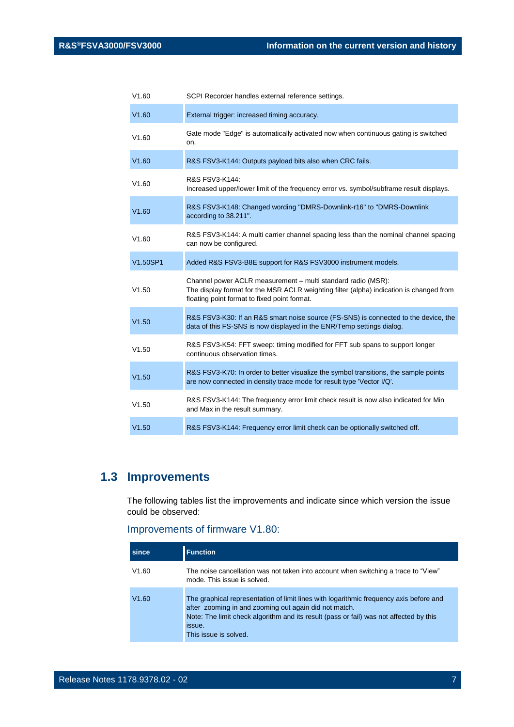| | |
|---|---|
| V1.60 | SCPI Recorder handles external reference settings. |
| V1.60 | External trigger: increased timing accuracy. |
| V1.60 | Gate mode "Edge" is automatically activated now when continuous gating is switched on. |
| V1.60 | R&S FSV3-K144: Outputs payload bits also when CRC fails. |
| V1.60 | R&S FSV3-K144:<br>Increased upper/lower limit of the frequency error vs. symbol/subframe result displays. |
| V1.60 | R&S FSV3-K148: Changed wording "DMRS-Downlink-r16" to "DMRS-Downlink according to 38.211". |
| V1.60 | R&S FSV3-K144: A multi carrier channel spacing less than the nominal channel spacing can now be configured. |
| V1.50SP1 | Added R&S FSV3-B8E support for R&S FSV3000 instrument models. |
| V1.50 | Channel power ACLR measurement – multi standard radio (MSR):<br>The display format for the MSR ACLR weighting filter (alpha) indication is changed from floating point format to fixed point format. |
| V1.50 | R&S FSV3-K30: If an R&S smart noise source (FS-SNS) is connected to the device, the data of this FS-SNS is now displayed in the ENR/Temp settings dialog. |
| V1.50 | R&S FSV3-K54: FFT sweep: timing modified for FFT sub spans to support longer continuous observation times. |
| V1.50 | R&S FSV3-K70: In order to better visualize the symbol transitions, the sample points are now connected in density trace mode for result type 'Vector I/Q'. |
| V1.50 | R&S FSV3-K144: The frequency error limit check result is now also indicated for Min and Max in the result summary. |
| V1.50 | R&S FSV3-K144: Frequency error limit check can be optionally switched off. |

## 1.3 Improvements

The following tables list the improvements and indicate since which version the issue could be observed:

### Improvements of firmware V1.80:

| since | Function |
|---|---|
| V1.60 | The noise cancellation was not taken into account when switching a trace to “View” mode. This issue is solved. |
| V1.60 | The graphical representation of limit lines with logarithmic frequency axis before and after zooming in and zooming out again did not match.<br>Note: The limit check algorithm and its result (pass or fail) was not affected by this issue.<br>This issue is solved. |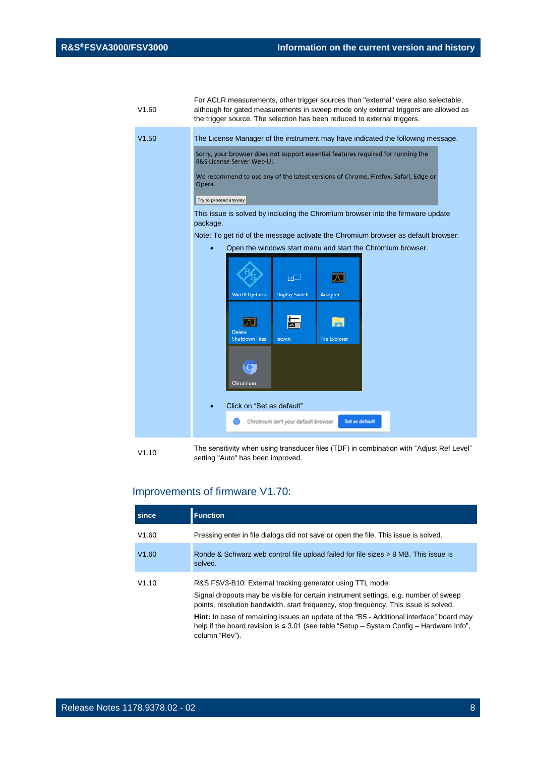| since | Function |
|---|---|
| V1.60 | For ACLR measurements, other trigger sources than "external" were also selectable, although for gated measurements in sweep mode only external triggers are allowed as the trigger source. The selection has been reduced to external triggers. |
| V1.50 | The License Manager of the instrument may have indicated the following message.<br>Sorry, your browser does not support essential features required for running the R&S License Server Web-UI.<br>We recommend to use any of the latest versions of Chrome, Firefox, Safari, Edge or Opera.<br>Try to proceed anyway<br>This issue is solved by including the Chromium browser into the firmware update package.<br>Note: To get rid of the message activate the Chromium browser as default browser:<br>• Open the windows start menu and start the Chromium browser.<br>Win10 Updates / Display Switch / Analyzer / Delete Shutdown Files / Iecwin / File Explorer / Chromium<br>• Click on "Set as default"<br>Chromium isn't your default browser  Set as default |
| V1.10 | The sensitivity when using transducer files (TDF) in combination with "Adjust Ref Level" setting "Auto" has been improved. |

## Improvements of firmware V1.70:

| since | Function |
|---|---|
| V1.60 | Pressing enter in file dialogs did not save or open the file. This issue is solved. |
| V1.60 | Rohde & Schwarz web control file upload failed for file sizes > 8 MB. This issue is solved. |
| V1.10 | R&S FSV3-B10: External tracking generator using TTL mode:<br>Signal dropouts may be visible for certain instrument settings, e.g. number of sweep points, resolution bandwidth, start frequency, stop frequency. This issue is solved.<br>**Hint:** In case of remaining issues an update of the "B5 - Additional interface" board may help if the board revision is ≤ 3.01 (see table "Setup – System Config – Hardware Info", column "Rev"). |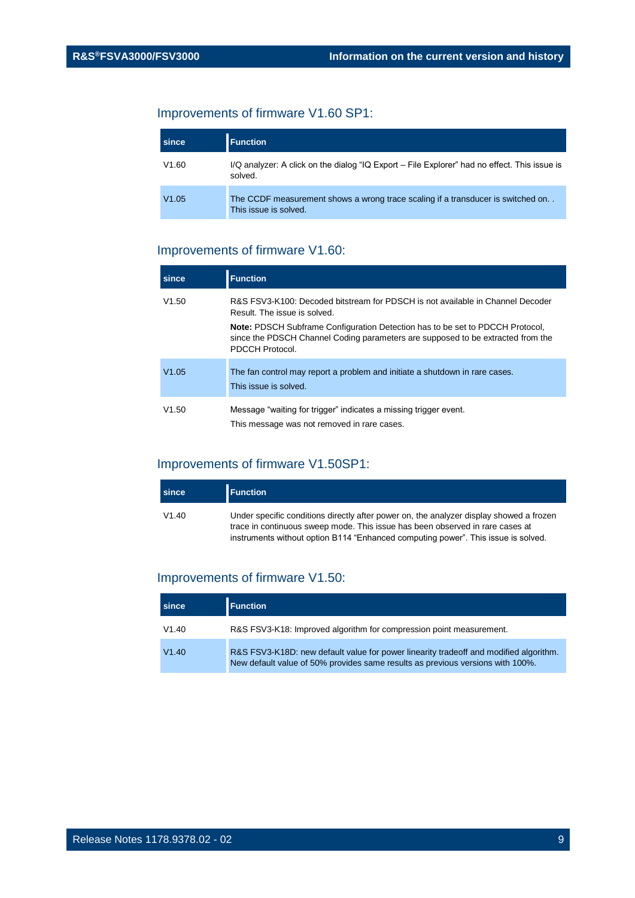## Improvements of firmware V1.60 SP1:

| since | Function |
|---|---|
| V1.60 | I/Q analyzer: A click on the dialog "IQ Export – File Explorer" had no effect. This issue is solved. |
| V1.05 | The CCDF measurement shows a wrong trace scaling if a transducer is switched on. . This issue is solved. |

## Improvements of firmware V1.60:

| since | Function |
|---|---|
| V1.50 | R&S FSV3-K100: Decoded bitstream for PDSCH is not available in Channel Decoder Result. The issue is solved.<br>**Note:** PDSCH Subframe Configuration Detection has to be set to PDCCH Protocol, since the PDSCH Channel Coding parameters are supposed to be extracted from the PDCCH Protocol. |
| V1.05 | The fan control may report a problem and initiate a shutdown in rare cases.<br>This issue is solved. |
| V1.50 | Message "waiting for trigger" indicates a missing trigger event.<br>This message was not removed in rare cases. |

## Improvements of firmware V1.50SP1:

| since | Function |
|---|---|
| V1.40 | Under specific conditions directly after power on, the analyzer display showed a frozen trace in continuous sweep mode. This issue has been observed in rare cases at instruments without option B114 "Enhanced computing power". This issue is solved. |

## Improvements of firmware V1.50:

| since | Function |
|---|---|
| V1.40 | R&S FSV3-K18: Improved algorithm for compression point measurement. |
| V1.40 | R&S FSV3-K18D: new default value for power linearity tradeoff and modified algorithm. New default value of 50% provides same results as previous versions with 100%. |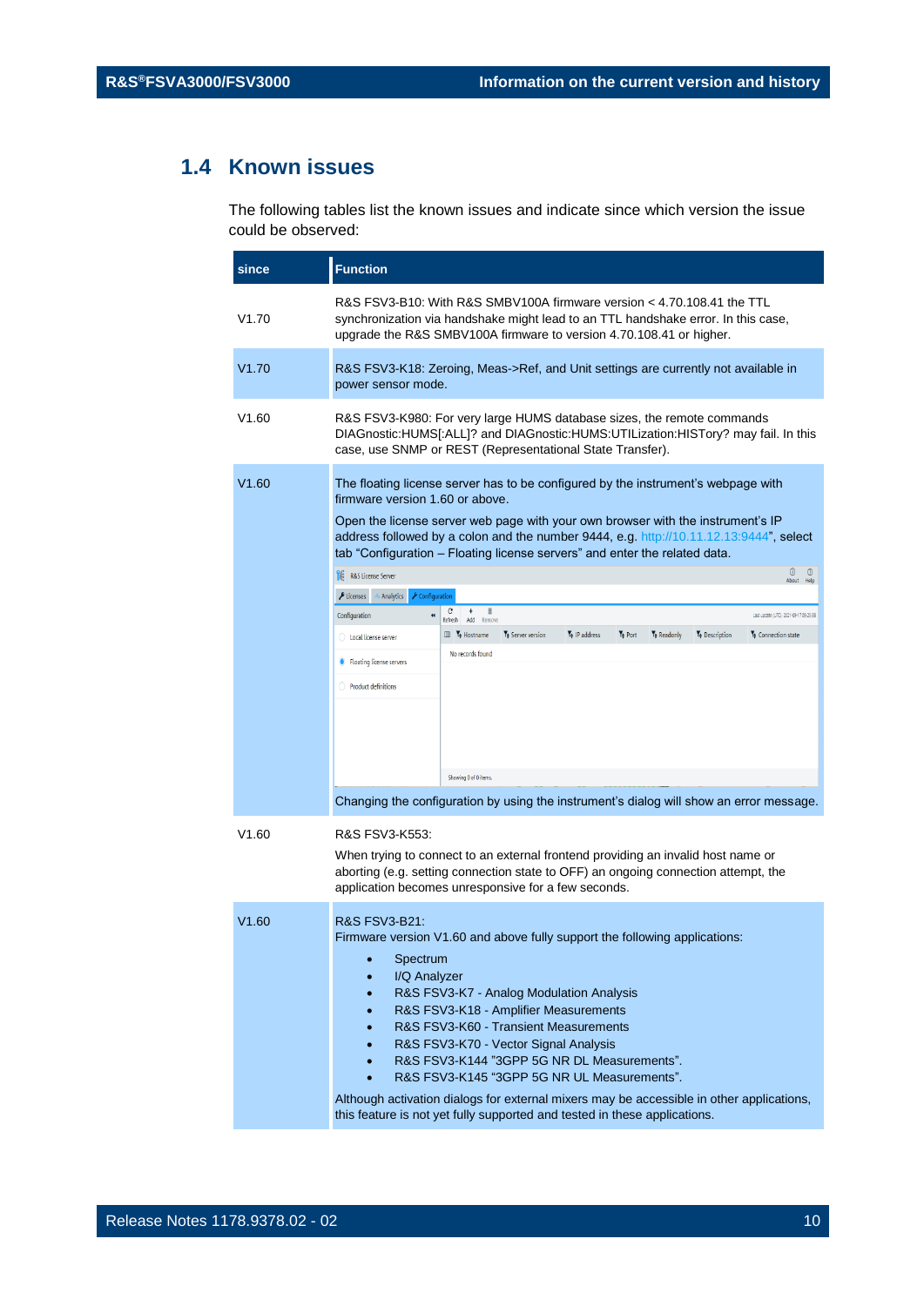## 1.4 Known issues

The following tables list the known issues and indicate since which version the issue could be observed:

| since | Function |
|---|---|
| V1.70 | R&S FSV3-B10: With R&S SMBV100A firmware version < 4.70.108.41 the TTL synchronization via handshake might lead to an TTL handshake error. In this case, upgrade the R&S SMBV100A firmware to version 4.70.108.41 or higher. |
| V1.70 | R&S FSV3-K18: Zeroing, Meas->Ref, and Unit settings are currently not available in power sensor mode. |
| V1.60 | R&S FSV3-K980: For very large HUMS database sizes, the remote commands DIAGnostic:HUMS[:ALL]? and DIAGnostic:HUMS:UTILization:HISTory? may fail. In this case, use SNMP or REST (Representational State Transfer). |
| V1.60 | The floating license server has to be configured by the instrument's webpage with firmware version 1.60 or above.<br><br>Open the license server web page with your own browser with the instrument's IP address followed by a colon and the number 9444, e.g. http://10.11.12.13:9444", select tab "Configuration – Floating license servers" and enter the related data.<br><br>Changing the configuration by using the instrument's dialog will show an error message. |
| V1.60 | R&S FSV3-K553:<br><br>When trying to connect to an external frontend providing an invalid host name or aborting (e.g. setting connection state to OFF) an ongoing connection attempt, the application becomes unresponsive for a few seconds. |
| V1.60 | R&S FSV3-B21:<br>Firmware version V1.60 and above fully support the following applications:<br>• Spectrum<br>• I/Q Analyzer<br>• R&S FSV3-K7 - Analog Modulation Analysis<br>• R&S FSV3-K18 - Amplifier Measurements<br>• R&S FSV3-K60 - Transient Measurements<br>• R&S FSV3-K70 - Vector Signal Analysis<br>• R&S FSV3-K144 "3GPP 5G NR DL Measurements".<br>• R&S FSV3-K145 "3GPP 5G NR UL Measurements".<br><br>Although activation dialogs for external mixers may be accessible in other applications, this feature is not yet fully supported and tested in these applications. |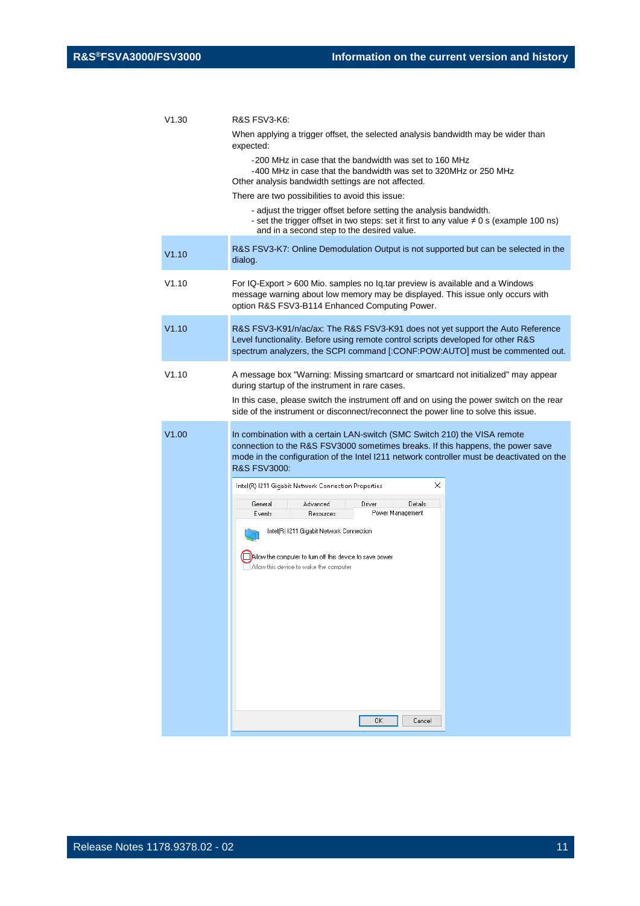| | |
|---|---|
| V1.30 | R&S FSV3-K6:<br>When applying a trigger offset, the selected analysis bandwidth may be wider than expected:<br>-200 MHz in case that the bandwidth was set to 160 MHz<br>-400 MHz in case that the bandwidth was set to 320MHz or 250 MHz<br>Other analysis bandwidth settings are not affected.<br>There are two possibilities to avoid this issue:<br>- adjust the trigger offset before setting the analysis bandwidth.<br>- set the trigger offset in two steps: set it first to any value ≠ 0 s (example 100 ns) and in a second step to the desired value. |
| V1.10 | R&S FSV3-K7: Online Demodulation Output is not supported but can be selected in the dialog. |
| V1.10 | For IQ-Export > 600 Mio. samples no Iq.tar preview is available and a Windows message warning about low memory may be displayed. This issue only occurs with option R&S FSV3-B114 Enhanced Computing Power. |
| V1.10 | R&S FSV3-K91/n/ac/ax: The R&S FSV3-K91 does not yet support the Auto Reference Level functionality. Before using remote control scripts developed for other R&S spectrum analyzers, the SCPI command [:CONF:POW:AUTO] must be commented out. |
| V1.10 | A message box "Warning: Missing smartcard or smartcard not initialized" may appear during startup of the instrument in rare cases.<br>In this case, please switch the instrument off and on using the power switch on the rear side of the instrument or disconnect/reconnect the power line to solve this issue. |
| V1.00 | In combination with a certain LAN-switch (SMC Switch 210) the VISA remote connection to the R&S FSV3000 sometimes breaks. If this happens, the power save mode in the configuration of the Intel I211 network controller must be deactivated on the R&S FSV3000: |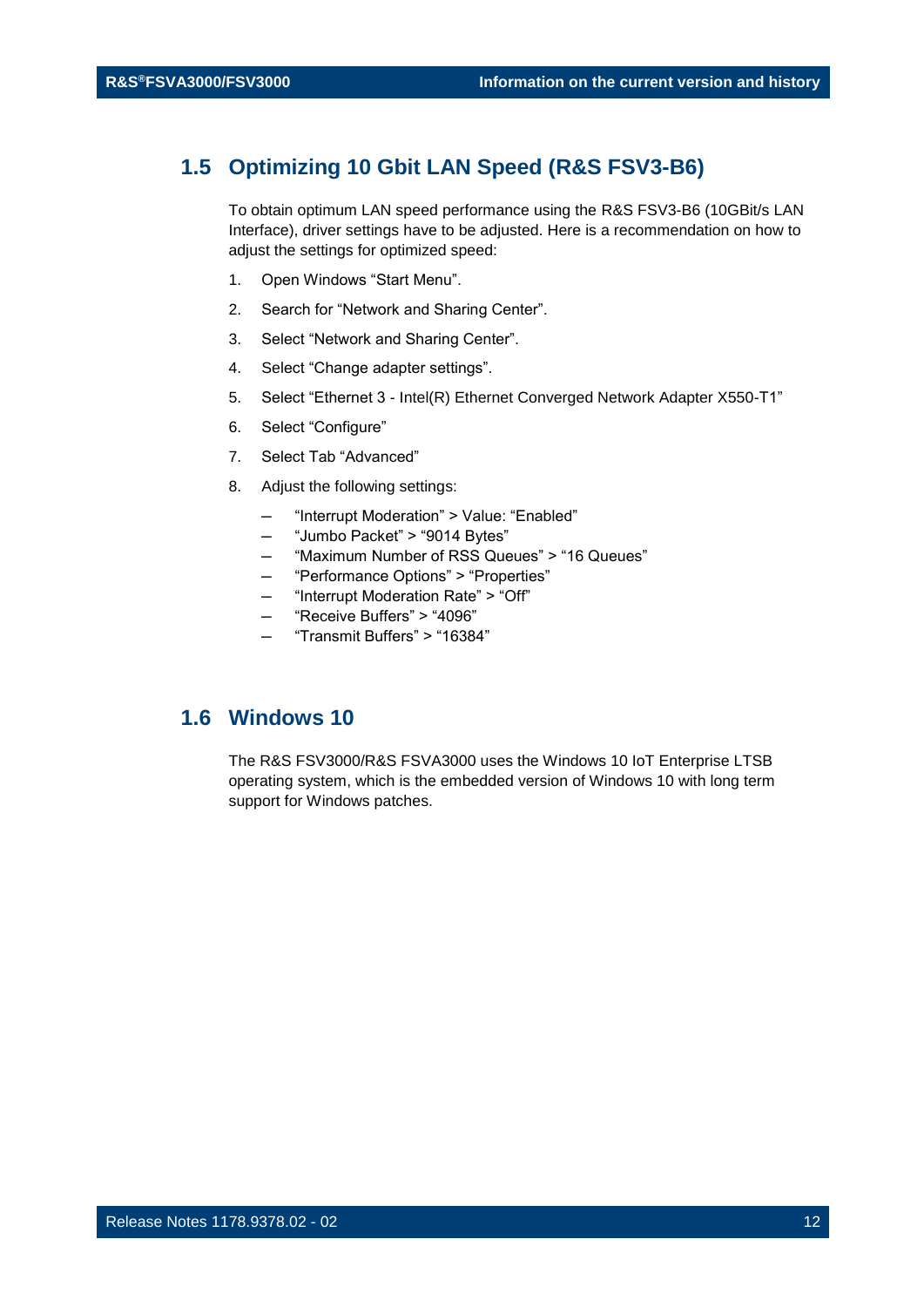## 1.5 Optimizing 10 Gbit LAN Speed (R&S FSV3-B6)

To obtain optimum LAN speed performance using the R&S FSV3-B6 (10GBit/s LAN Interface), driver settings have to be adjusted. Here is a recommendation on how to adjust the settings for optimized speed:

1. Open Windows “Start Menu”.
2. Search for “Network and Sharing Center”.
3. Select “Network and Sharing Center”.
4. Select “Change adapter settings”.
5. Select “Ethernet 3 - Intel(R) Ethernet Converged Network Adapter X550-T1”
6. Select “Configure”
7. Select Tab “Advanced”
8. Adjust the following settings:
   - “Interrupt Moderation” > Value: “Enabled”
   - “Jumbo Packet” > “9014 Bytes”
   - “Maximum Number of RSS Queues” > “16 Queues”
   - “Performance Options” > “Properties”
   - “Interrupt Moderation Rate” > “Off”
   - “Receive Buffers” > “4096”
   - “Transmit Buffers” > “16384”

## 1.6 Windows 10

The R&S FSV3000/R&S FSVA3000 uses the Windows 10 IoT Enterprise LTSB operating system, which is the embedded version of Windows 10 with long term support for Windows patches.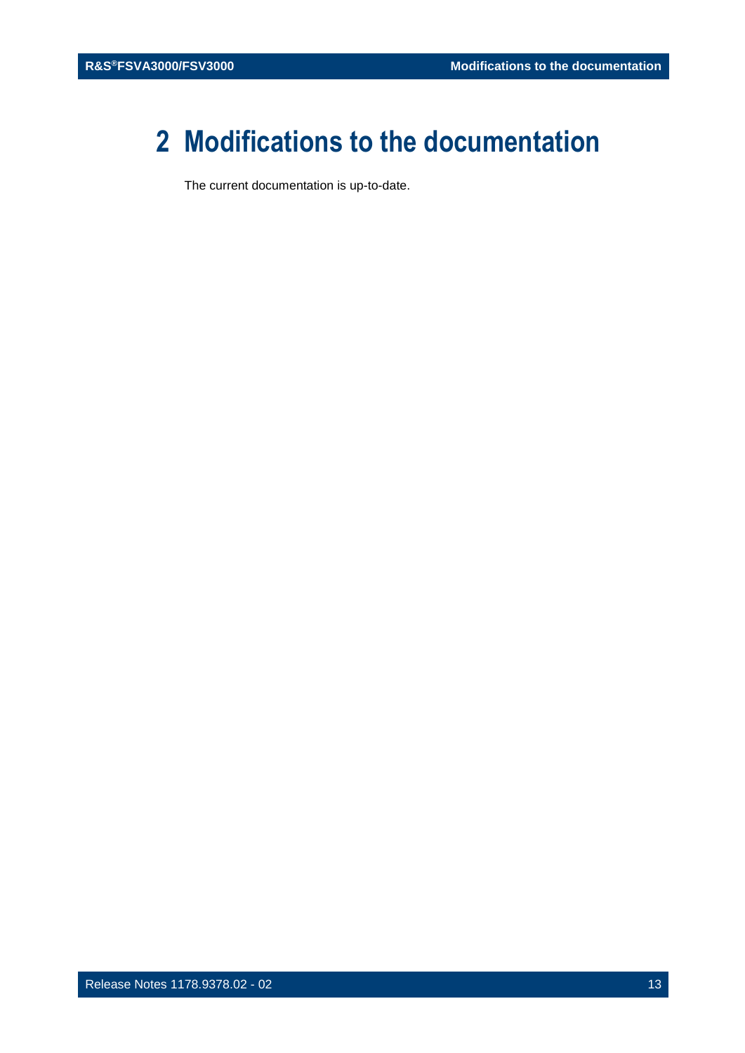# 2 Modifications to the documentation

The current documentation is up-to-date.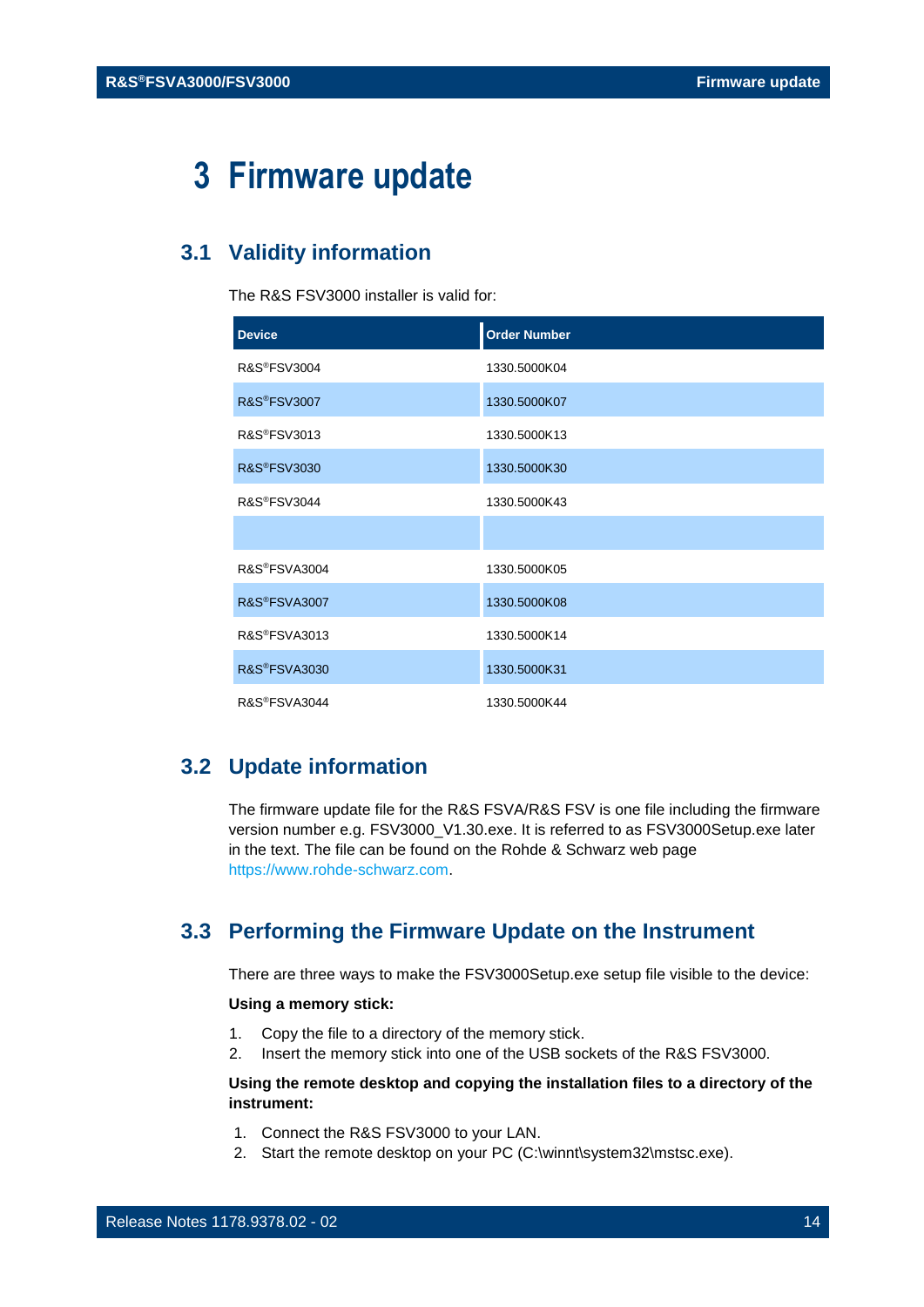# 3 Firmware update

## 3.1 Validity information

The R&S FSV3000 installer is valid for:

| Device | Order Number |
|---|---|
| R&S®FSV3004 | 1330.5000K04 |
| R&S®FSV3007 | 1330.5000K07 |
| R&S®FSV3013 | 1330.5000K13 |
| R&S®FSV3030 | 1330.5000K30 |
| R&S®FSV3044 | 1330.5000K43 |
| | |
| R&S®FSVA3004 | 1330.5000K05 |
| R&S®FSVA3007 | 1330.5000K08 |
| R&S®FSVA3013 | 1330.5000K14 |
| R&S®FSVA3030 | 1330.5000K31 |
| R&S®FSVA3044 | 1330.5000K44 |

## 3.2 Update information

The firmware update file for the R&S FSVA/R&S FSV is one file including the firmware version number e.g. FSV3000_V1.30.exe. It is referred to as FSV3000Setup.exe later in the text. The file can be found on the Rohde & Schwarz web page https://www.rohde-schwarz.com.

## 3.3 Performing the Firmware Update on the Instrument

There are three ways to make the FSV3000Setup.exe setup file visible to the device:

**Using a memory stick:**

1. Copy the file to a directory of the memory stick.
2. Insert the memory stick into one of the USB sockets of the R&S FSV3000.

**Using the remote desktop and copying the installation files to a directory of the instrument:**

1. Connect the R&S FSV3000 to your LAN.
2. Start the remote desktop on your PC (C:\winnt\system32\mstsc.exe).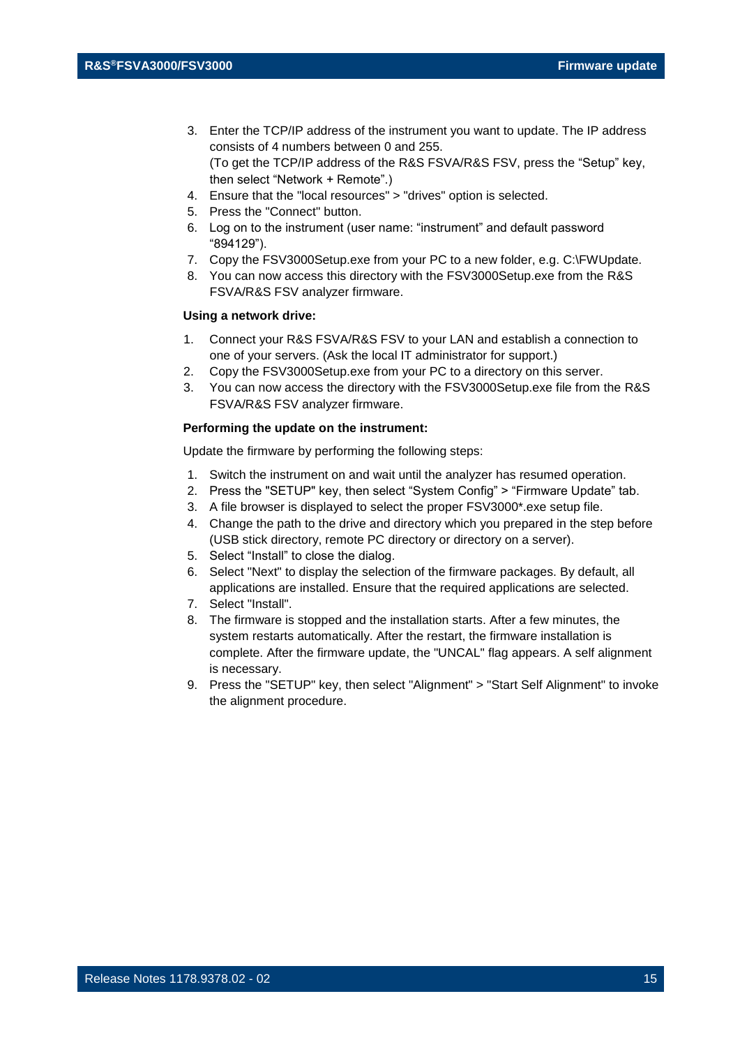3. Enter the TCP/IP address of the instrument you want to update. The IP address consists of 4 numbers between 0 and 255.
   (To get the TCP/IP address of the R&S FSVA/R&S FSV, press the “Setup” key, then select “Network + Remote”.)
4. Ensure that the "local resources" > "drives" option is selected.
5. Press the "Connect" button.
6. Log on to the instrument (user name: “instrument” and default password “894129”).
7. Copy the FSV3000Setup.exe from your PC to a new folder, e.g. C:\FWUpdate.
8. You can now access this directory with the FSV3000Setup.exe from the R&S FSVA/R&S FSV analyzer firmware.

**Using a network drive:**

1. Connect your R&S FSVA/R&S FSV to your LAN and establish a connection to one of your servers. (Ask the local IT administrator for support.)
2. Copy the FSV3000Setup.exe from your PC to a directory on this server.
3. You can now access the directory with the FSV3000Setup.exe file from the R&S FSVA/R&S FSV analyzer firmware.

**Performing the update on the instrument:**

Update the firmware by performing the following steps:

1. Switch the instrument on and wait until the analyzer has resumed operation.
2. Press the "SETUP" key, then select “System Config” > “Firmware Update” tab.
3. A file browser is displayed to select the proper FSV3000*.exe setup file.
4. Change the path to the drive and directory which you prepared in the step before (USB stick directory, remote PC directory or directory on a server).
5. Select “Install” to close the dialog.
6. Select "Next" to display the selection of the firmware packages. By default, all applications are installed. Ensure that the required applications are selected.
7. Select "Install".
8. The firmware is stopped and the installation starts. After a few minutes, the system restarts automatically. After the restart, the firmware installation is complete. After the firmware update, the "UNCAL" flag appears. A self alignment is necessary.
9. Press the "SETUP" key, then select "Alignment" > "Start Self Alignment" to invoke the alignment procedure.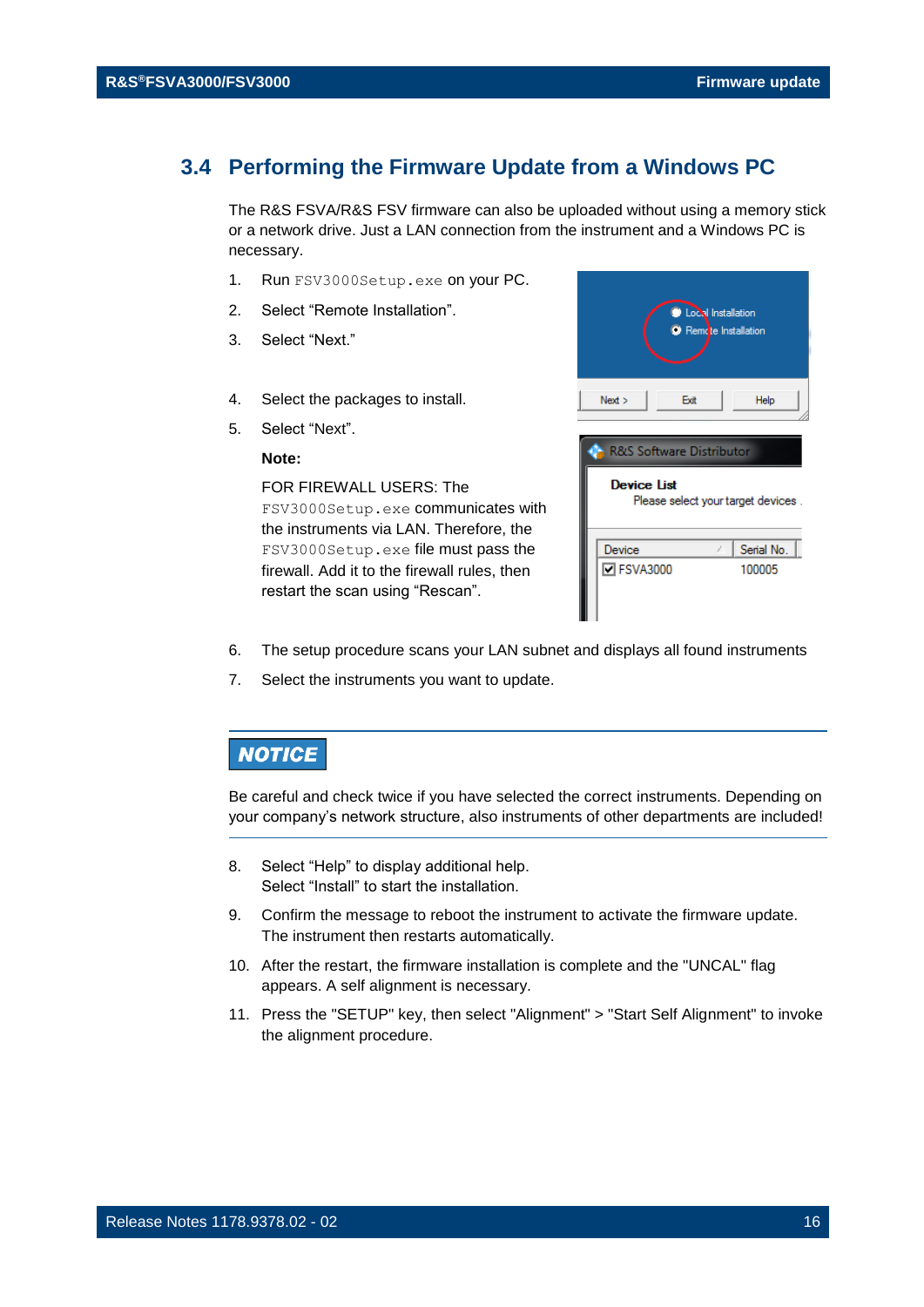## 3.4 Performing the Firmware Update from a Windows PC

The R&S FSVA/R&S FSV firmware can also be uploaded without using a memory stick or a network drive. Just a LAN connection from the instrument and a Windows PC is necessary.

1. Run `FSV3000Setup.exe` on your PC.
2. Select “Remote Installation”.
3. Select “Next.”
4. Select the packages to install.
5. Select “Next”.

   **Note:**

   FOR FIREWALL USERS: The `FSV3000Setup.exe` communicates with the instruments via LAN. Therefore, the `FSV3000Setup.exe` file must pass the firewall. Add it to the firewall rules, then restart the scan using “Rescan”.

6. The setup procedure scans your LAN subnet and displays all found instruments
7. Select the instruments you want to update.

**NOTICE**

Be careful and check twice if you have selected the correct instruments. Depending on your company’s network structure, also instruments of other departments are included!

8. Select “Help” to display additional help.
   Select “Install” to start the installation.
9. Confirm the message to reboot the instrument to activate the firmware update. The instrument then restarts automatically.
10. After the restart, the firmware installation is complete and the "UNCAL" flag appears. A self alignment is necessary.
11. Press the "SETUP" key, then select "Alignment" > "Start Self Alignment" to invoke the alignment procedure.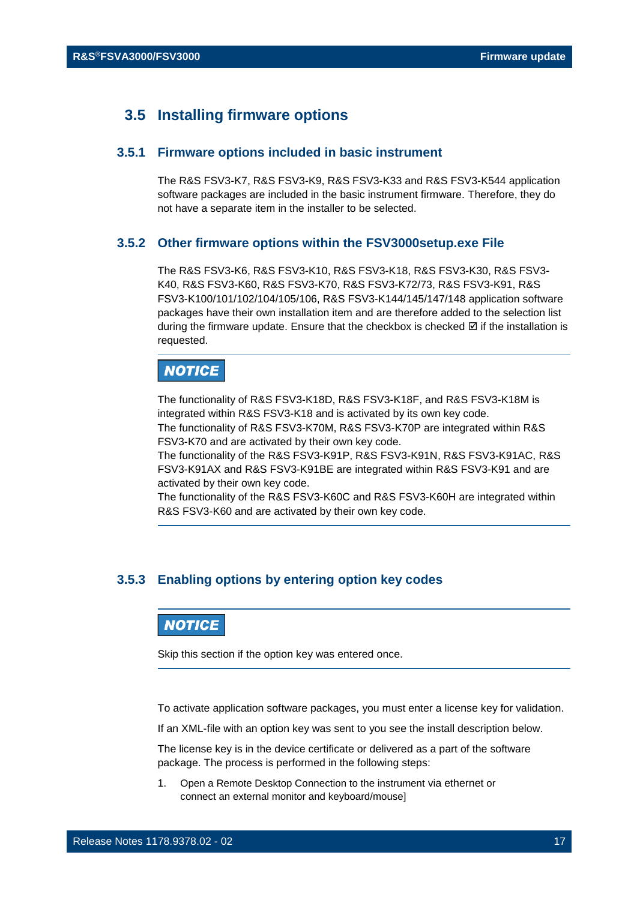## 3.5 Installing firmware options

### 3.5.1 Firmware options included in basic instrument

The R&S FSV3-K7, R&S FSV3-K9, R&S FSV3-K33 and R&S FSV3-K544 application software packages are included in the basic instrument firmware. Therefore, they do not have a separate item in the installer to be selected.

### 3.5.2 Other firmware options within the FSV3000setup.exe File

The R&S FSV3-K6, R&S FSV3-K10, R&S FSV3-K18, R&S FSV3-K30, R&S FSV3-K40, R&S FSV3-K60, R&S FSV3-K70, R&S FSV3-K72/73, R&S FSV3-K91, R&S FSV3-K100/101/102/104/105/106, R&S FSV3-K144/145/147/148 application software packages have their own installation item and are therefore added to the selection list during the firmware update. Ensure that the checkbox is checked ☑ if the installation is requested.

**NOTICE**

The functionality of R&S FSV3-K18D, R&S FSV3-K18F, and R&S FSV3-K18M is integrated within R&S FSV3-K18 and is activated by its own key code.
The functionality of R&S FSV3-K70M, R&S FSV3-K70P are integrated within R&S FSV3-K70 and are activated by their own key code.
The functionality of the R&S FSV3-K91P, R&S FSV3-K91N, R&S FSV3-K91AC, R&S FSV3-K91AX and R&S FSV3-K91BE are integrated within R&S FSV3-K91 and are activated by their own key code.
The functionality of the R&S FSV3-K60C and R&S FSV3-K60H are integrated within R&S FSV3-K60 and are activated by their own key code.

### 3.5.3 Enabling options by entering option key codes

**NOTICE**

Skip this section if the option key was entered once.

To activate application software packages, you must enter a license key for validation.

If an XML-file with an option key was sent to you see the install description below.

The license key is in the device certificate or delivered as a part of the software package. The process is performed in the following steps:

1. Open a Remote Desktop Connection to the instrument via ethernet or connect an external monitor and keyboard/mouse]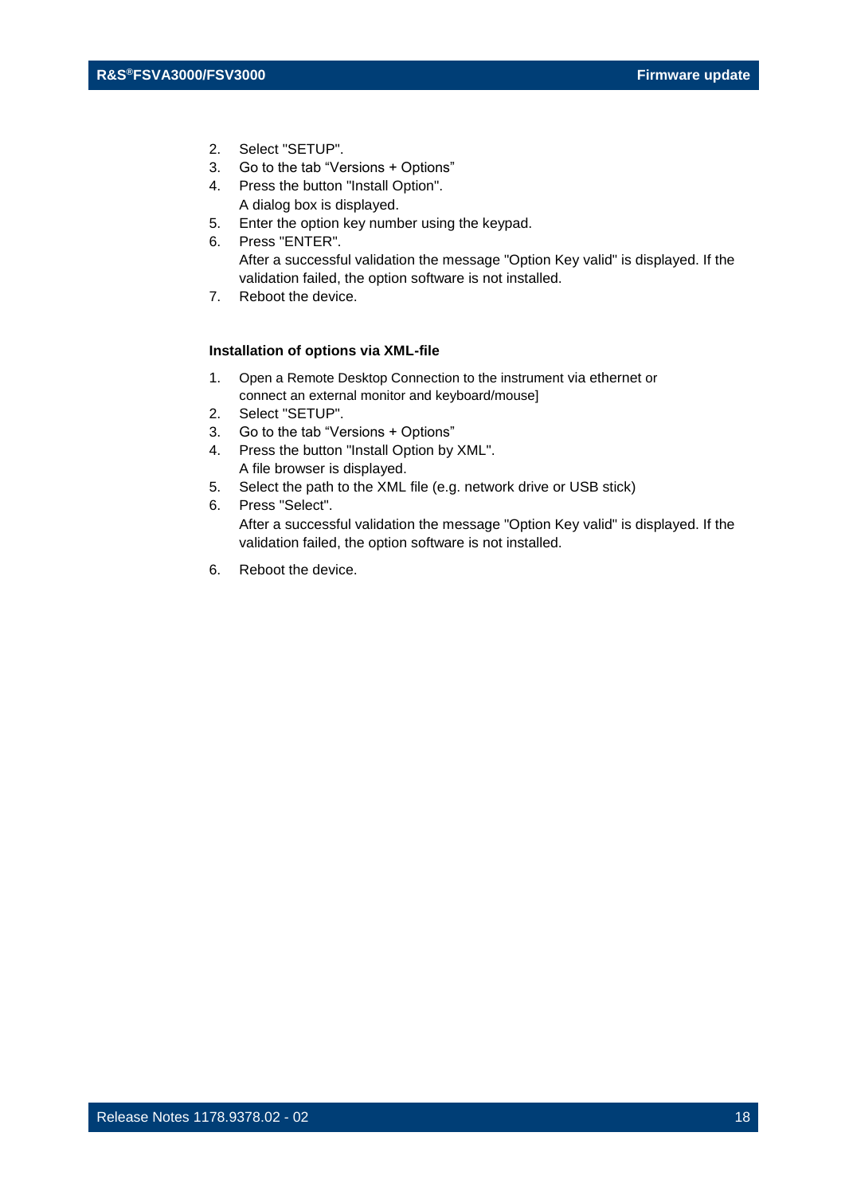2. Select "SETUP".
3. Go to the tab “Versions + Options”
4. Press the button "Install Option".
   A dialog box is displayed.
5. Enter the option key number using the keypad.
6. Press "ENTER".
   After a successful validation the message "Option Key valid" is displayed. If the validation failed, the option software is not installed.
7. Reboot the device.

**Installation of options via XML-file**

1. Open a Remote Desktop Connection to the instrument via ethernet or connect an external monitor and keyboard/mouse]
2. Select "SETUP".
3. Go to the tab “Versions + Options”
4. Press the button "Install Option by XML".
   A file browser is displayed.
5. Select the path to the XML file (e.g. network drive or USB stick)
6. Press "Select".
   After a successful validation the message "Option Key valid" is displayed. If the validation failed, the option software is not installed.

6. Reboot the device.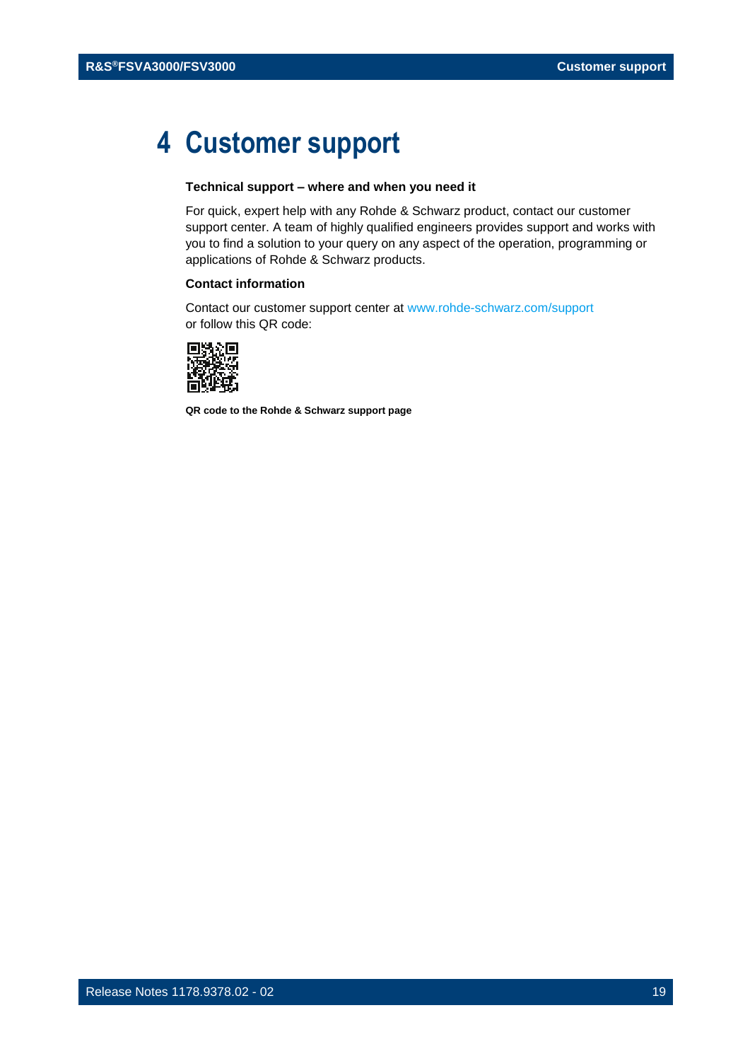# 4 Customer support

**Technical support – where and when you need it**

For quick, expert help with any Rohde & Schwarz product, contact our customer support center. A team of highly qualified engineers provides support and works with you to find a solution to your query on any aspect of the operation, programming or applications of Rohde & Schwarz products.

**Contact information**

Contact our customer support center at www.rohde-schwarz.com/support or follow this QR code:

**QR code to the Rohde & Schwarz support page**